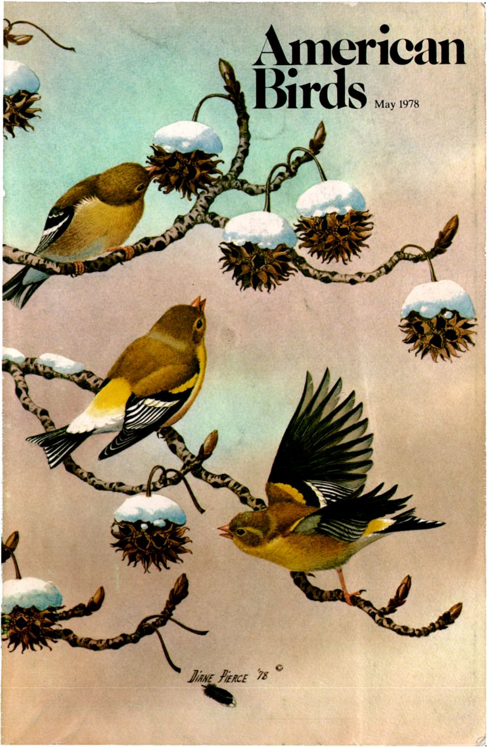# American Birds

May 1978

DIANE PIERCE '78 ©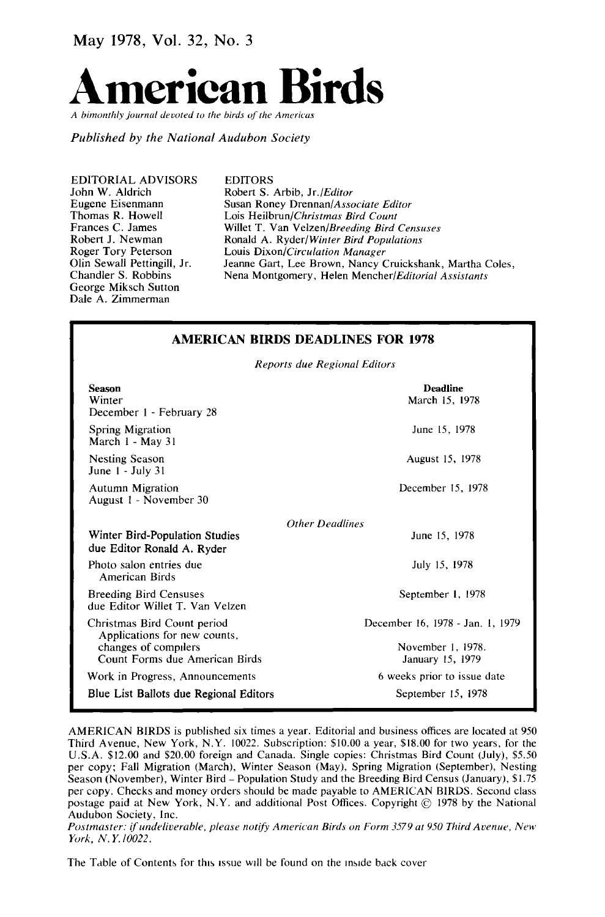May 1978, Vol. 32, No. 3

# American Birds

*A bimonthly journal devoted to the birds of the Americas*

*Published by the National Audubon Society*

EDITORIAL ADVISORS
John W. Aldrich
Eugene Eisenmann
Thomas R. Howell
Frances C. James
Robert J. Newman
Roger Tory Peterson
Olin Sewall Pettingill, Jr.
Chandler S. Robbins
George Miksch Sutton
Dale A. Zimmerman

EDITORS
Robert S. Arbib, Jr./*Editor*
Susan Roney Drennan/*Associate Editor*
Lois Heilbrun/*Christmas Bird Count*
Willet T. Van Velzen/*Breeding Bird Censuses*
Ronald A. Ryder/*Winter Bird Populations*
Louis Dixon/*Circulation Manager*
Jeanne Gart, Lee Brown, Nancy Cruickshank, Martha Coles, Nena Montgomery, Helen Mencher/*Editorial Assistants*

## AMERICAN BIRDS DEADLINES FOR 1978

*Reports due Regional Editors*

| Season | Deadline |
|---|---|
| Winter<br>December 1 - February 28 | March 15, 1978 |
| Spring Migration<br>March 1 - May 31 | June 15, 1978 |
| Nesting Season<br>June 1 - July 31 | August 15, 1978 |
| Autumn Migration<br>August 1 - November 30 | December 15, 1978 |

*Other Deadlines*

| | |
|---|---|
| Winter Bird-Population Studies due Editor Ronald A. Ryder | June 15, 1978 |
| Photo salon entries due American Birds | July 15, 1978 |
| Breeding Bird Censuses due Editor Willet T. Van Velzen | September 1, 1978 |
| Christmas Bird Count period | December 16, 1978 - Jan. 1, 1979 |
| Applications for new counts, changes of compilers | November 1, 1978. |
| Count Forms due American Birds | January 15, 1979 |
| Work in Progress, Announcements | 6 weeks prior to issue date |
| Blue List Ballots due Regional Editors | September 15, 1978 |

AMERICAN BIRDS is published six times a year. Editorial and business offices are located at 950 Third Avenue, New York, N.Y. 10022. Subscription: $10.00 a year, $18.00 for two years, for the U.S.A. $12.00 and $20.00 foreign and Canada. Single copies: Christmas Bird Count (July), $5.50 per copy; Fall Migration (March), Winter Season (May), Spring Migration (September), Nesting Season (November), Winter Bird – Population Study and the Breeding Bird Census (January), $1.75 per copy. Checks and money orders should be made payable to AMERICAN BIRDS. Second class postage paid at New York, N.Y. and additional Post Offices. Copyright © 1978 by the National Audubon Society, Inc.

*Postmaster: if undeliverable, please notify American Birds on Form 3579 at 950 Third Avenue, New York, N.Y. 10022.*

The Table of Contents for this issue will be found on the inside back cover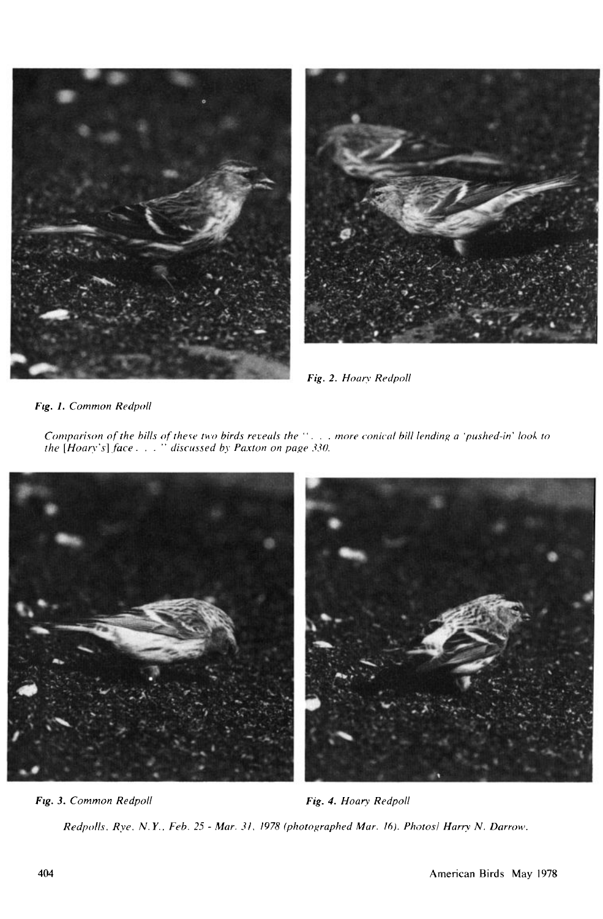*Fig. 1. Common Redpoll*

*Fig. 2. Hoary Redpoll*

*Comparison of the bills of these two birds reveals the ". . . more conical bill lending a 'pushed-in' look to the [Hoary's] face . . ." discussed by Paxton on page 330.*

*Fig. 3. Common Redpoll*

*Fig. 4. Hoary Redpoll*

*Redpolls, Rye, N.Y., Feb. 25 - Mar. 31, 1978 (photographed Mar. 16). Photos/ Harry N. Darrow.*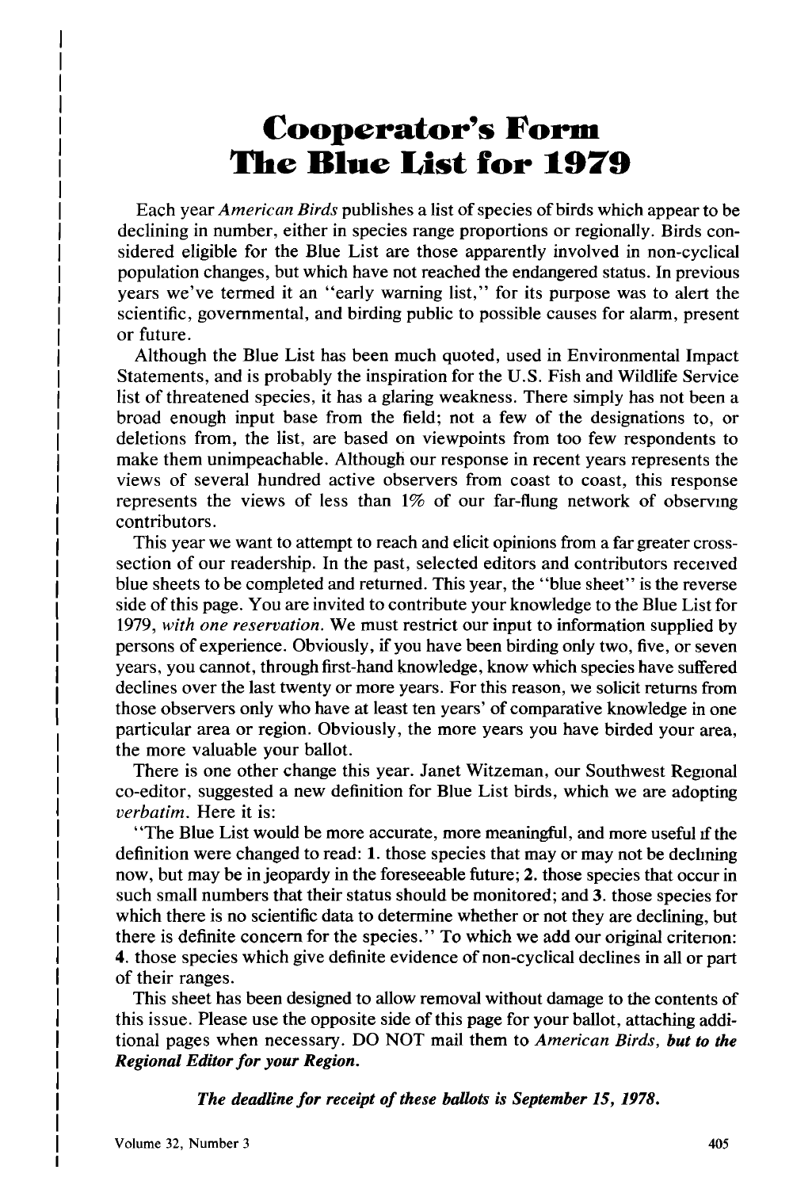# Cooperator's Form
# The Blue List for 1979

Each year *American Birds* publishes a list of species of birds which appear to be declining in number, either in species range proportions or regionally. Birds considered eligible for the Blue List are those apparently involved in non-cyclical population changes, but which have not reached the endangered status. In previous years we've termed it an "early warning list," for its purpose was to alert the scientific, governmental, and birding public to possible causes for alarm, present or future.

Although the Blue List has been much quoted, used in Environmental Impact Statements, and is probably the inspiration for the U.S. Fish and Wildlife Service list of threatened species, it has a glaring weakness. There simply has not been a broad enough input base from the field; not a few of the designations to, or deletions from, the list, are based on viewpoints from too few respondents to make them unimpeachable. Although our response in recent years represents the views of several hundred active observers from coast to coast, this response represents the views of less than 1% of our far-flung network of observing contributors.

This year we want to attempt to reach and elicit opinions from a far greater cross-section of our readership. In the past, selected editors and contributors received blue sheets to be completed and returned. This year, the "blue sheet" is the reverse side of this page. You are invited to contribute your knowledge to the Blue List for 1979, *with one reservation.* We must restrict our input to information supplied by persons of experience. Obviously, if you have been birding only two, five, or seven years, you cannot, through first-hand knowledge, know which species have suffered declines over the last twenty or more years. For this reason, we solicit returns from those observers only who have at least ten years' of comparative knowledge in one particular area or region. Obviously, the more years you have birded your area, the more valuable your ballot.

There is one other change this year. Janet Witzeman, our Southwest Regional co-editor, suggested a new definition for Blue List birds, which we are adopting *verbatim.* Here it is:

"The Blue List would be more accurate, more meaningful, and more useful if the definition were changed to read: **1.** those species that may or may not be declining now, but may be in jeopardy in the foreseeable future; **2.** those species that occur in such small numbers that their status should be monitored; and **3.** those species for which there is no scientific data to determine whether or not they are declining, but there is definite concern for the species." To which we add our original criterion: **4.** those species which give definite evidence of non-cyclical declines in all or part of their ranges.

This sheet has been designed to allow removal without damage to the contents of this issue. Please use the opposite side of this page for your ballot, attaching additional pages when necessary. DO NOT mail them to *American Birds*, ***but to the Regional Editor for your Region.***

***The deadline for receipt of these ballots is September 15, 1978.***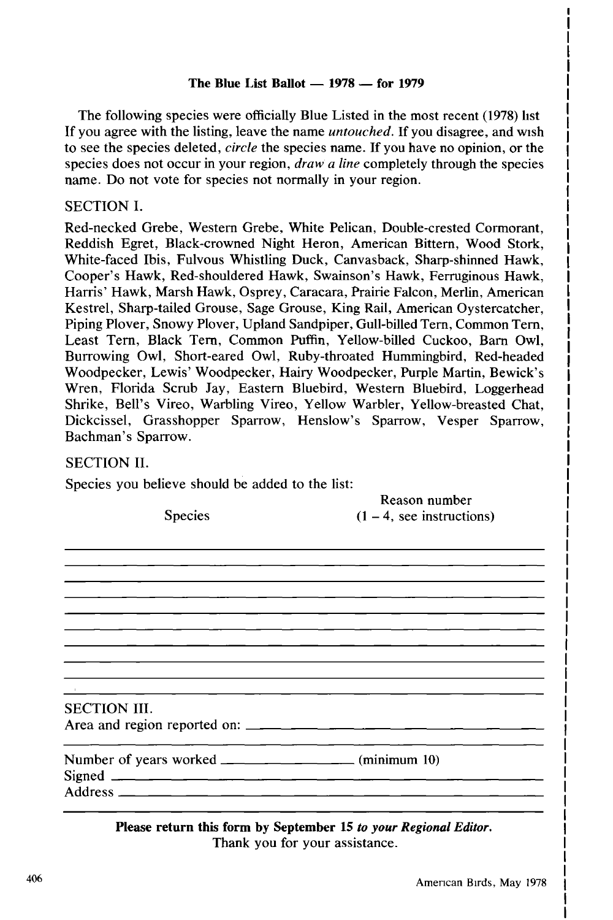**The Blue List Ballot — 1978 — for 1979**

The following species were officially Blue Listed in the most recent (1978) list If you agree with the listing, leave the name *untouched.* If you disagree, and wish to see the species deleted, *circle* the species name. If you have no opinion, or the species does not occur in your region, *draw a line* completely through the species name. Do not vote for species not normally in your region.

SECTION I.

Red-necked Grebe, Western Grebe, White Pelican, Double-crested Cormorant, Reddish Egret, Black-crowned Night Heron, American Bittern, Wood Stork, White-faced Ibis, Fulvous Whistling Duck, Canvasback, Sharp-shinned Hawk, Cooper's Hawk, Red-shouldered Hawk, Swainson's Hawk, Ferruginous Hawk, Harris' Hawk, Marsh Hawk, Osprey, Caracara, Prairie Falcon, Merlin, American Kestrel, Sharp-tailed Grouse, Sage Grouse, King Rail, American Oystercatcher, Piping Plover, Snowy Plover, Upland Sandpiper, Gull-billed Tern, Common Tern, Least Tern, Black Tern, Common Puffin, Yellow-billed Cuckoo, Barn Owl, Burrowing Owl, Short-eared Owl, Ruby-throated Hummingbird, Red-headed Woodpecker, Lewis' Woodpecker, Hairy Woodpecker, Purple Martin, Bewick's Wren, Florida Scrub Jay, Eastern Bluebird, Western Bluebird, Loggerhead Shrike, Bell's Vireo, Warbling Vireo, Yellow Warbler, Yellow-breasted Chat, Dickcissel, Grasshopper Sparrow, Henslow's Sparrow, Vesper Sparrow, Bachman's Sparrow.

SECTION II.

Species you believe should be added to the list:

| Species | Reason number (1 – 4, see instructions) |
|---|---|
| | |
| | |
| | |
| | |
| | |
| | |
| | |
| | |
| | |
| | |

SECTION III.

Area and region reported on: ____________________

Number of years worked ____________ (minimum 10)

Signed ____________________

Address ____________________

**Please return this form by September 15** ***to your Regional Editor.***

Thank you for your assistance.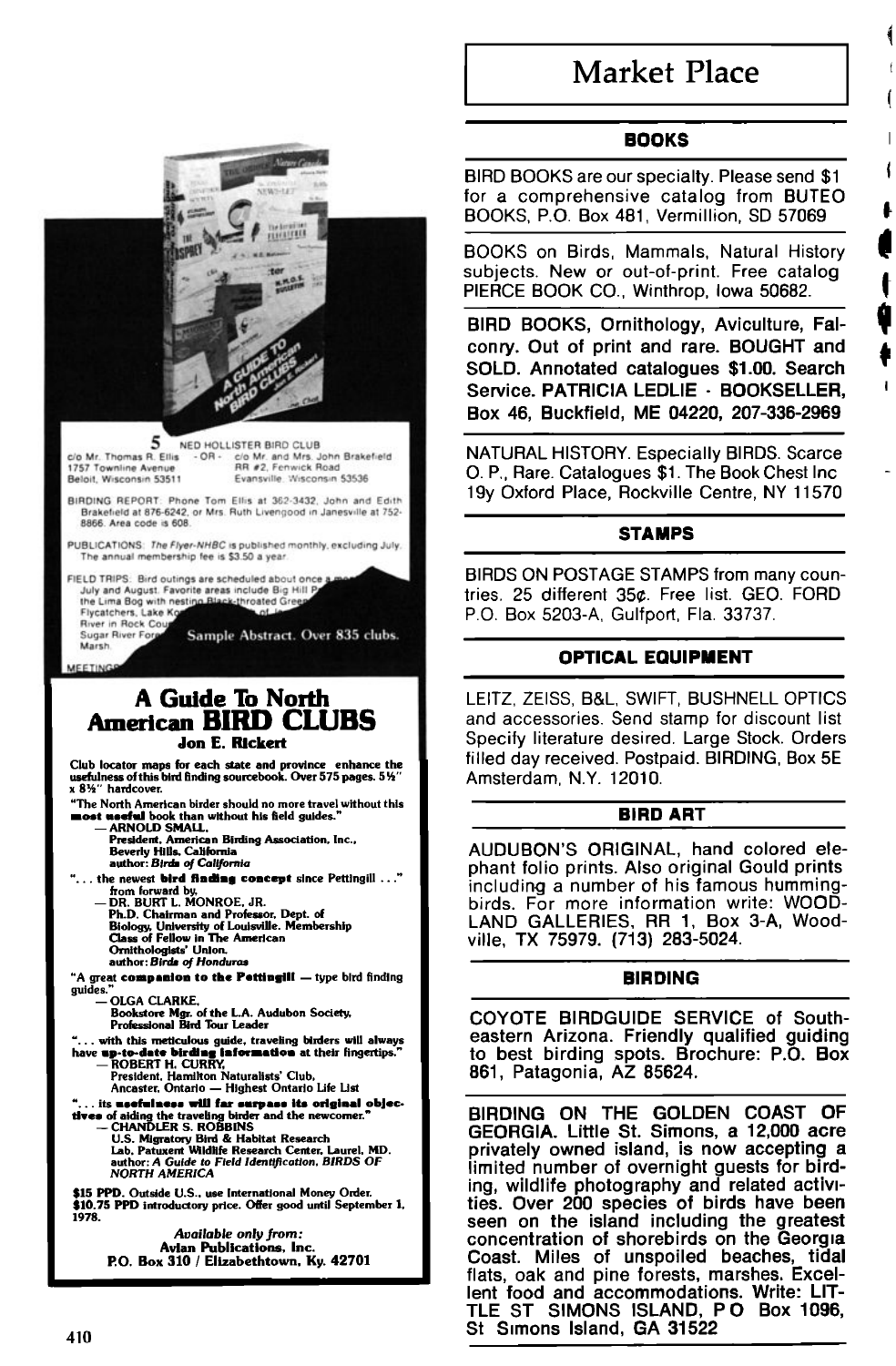5 NED HOLLISTER BIRD CLUB
c/o Mr. Thomas R. Ellis - OR - c/o Mr. and Mrs. John Brakefield
1757 Townline Avenue RR #2, Fenwick Road
Beloit, Wisconsin 53511 Evansville, Wisconsin 53536

BIRDING REPORT: Phone Tom Ellis at 362-3432, John and Edith Brakefield at 876-6242, or Mrs. Ruth Livengood in Janesville at 752-8866. Area code is 608.

PUBLICATIONS: *The Flyer-NHBC* is published monthly, excluding July. The annual membership fee is $3.50 a year.

FIELD TRIPS: Bird outings are scheduled about once a month... July and August. Favorite areas include Big Hill P... the Lima Bog with nesting Black-throated Gree... Flycatchers, Lake Ko... River in Rock Cou... Sugar River For... Marsh.

MEETING...

Sample Abstract. Over 835 clubs.

## A Guide To North American BIRD CLUBS

**Jon E. Rickert**

**Club locator maps for each state and province enhance the usefulness of this bird finding sourcebook. Over 575 pages. 5½" x 8½" hardcover.**

**"The North American birder should no more travel without this most useful book than without his field guides."**
**— ARNOLD SMALL,**
**President, American Birding Association, Inc., Beverly Hills, California**
**author: *Birds of California***

**"... the newest bird finding concept since Pettingill ..."**
**from forward by,**
**— DR. BURT L. MONROE, JR.**
**Ph.D. Chairman and Professor, Dept. of Biology, University of Louisville. Membership Class of Fellow in The American Ornithologists' Union.**
**author: *Birds of Honduras***

**"A great companion to the Pettingill — type bird finding guides."**
**— OLGA CLARKE,**
**Bookstore Mgr. of the L.A. Audubon Society, Professional Bird Tour Leader**

**"... with this meticulous guide, traveling birders will always have up-to-date birding information at their fingertips."**
**— ROBERT H. CURRY,**
**President, Hamilton Naturalists' Club, Ancaster, Ontario — Highest Ontario Life List**

**"... its usefulness will far surpass its original objectives of aiding the traveling birder and the newcomer."**
**— CHANDLER S. ROBBINS**
**U.S. Migratory Bird & Habitat Research Lab, Patuxent Wildlife Research Center, Laurel, MD.**
**author: *A Guide to Field Identification, BIRDS OF NORTH AMERICA***

**$15 PPD. Outside U.S., use International Money Order.**
**$10.75 PPD introductory price. Offer good until September 1, 1978.**

***Available only from:***
**Avian Publications, Inc.**
**P.O. Box 310 / Elizabethtown, Ky. 42701**

# Market Place

## BOOKS

BIRD BOOKS are our specialty. Please send $1 for a comprehensive catalog from BUTEO BOOKS, P.O. Box 481, Vermillion, SD 57069

BOOKS on Birds, Mammals, Natural History subjects. New or out-of-print. Free catalog PIERCE BOOK CO., Winthrop, Iowa 50682.

**BIRD BOOKS, Ornithology, Aviculture, Falconry. Out of print and rare. BOUGHT and SOLD. Annotated catalogues $1.00. Search Service. PATRICIA LEDLIE - BOOKSELLER, Box 46, Buckfield, ME 04220, 207-336-2969**

NATURAL HISTORY. Especially BIRDS. Scarce O. P., Rare. Catalogues $1. The Book Chest Inc 19y Oxford Place, Rockville Centre, NY 11570

## STAMPS

BIRDS ON POSTAGE STAMPS from many countries. 25 different 35¢. Free list. GEO. FORD P.O. Box 5203-A, Gulfport, Fla. 33737.

## OPTICAL EQUIPMENT

LEITZ, ZEISS, B&L, SWIFT, BUSHNELL OPTICS and accessories. Send stamp for discount list Specify literature desired. Large Stock. Orders filled day received. Postpaid. BIRDING, Box 5E Amsterdam, N.Y. 12010.

## BIRD ART

AUDUBON'S ORIGINAL, hand colored elephant folio prints. Also original Gould prints including a number of his famous hummingbirds. For more information write: WOODLAND GALLERIES, RR 1, Box 3-A, Woodville, TX 75979. (713) 283-5024.

## BIRDING

**COYOTE BIRDGUIDE SERVICE of Southeastern Arizona. Friendly qualified guiding to best birding spots. Brochure: P.O. Box 861, Patagonia, AZ 85624.**

**BIRDING ON THE GOLDEN COAST OF GEORGIA. Little St. Simons, a 12,000 acre privately owned island, is now accepting a limited number of overnight guests for birding, wildlife photography and related activities. Over 200 species of birds have been seen on the island including the greatest concentration of shorebirds on the Georgia Coast. Miles of unspoiled beaches, tidal flats, oak and pine forests, marshes. Excellent food and accommodations. Write: LITTLE ST SIMONS ISLAND, P O Box 1096, St Simons Island, GA 31522**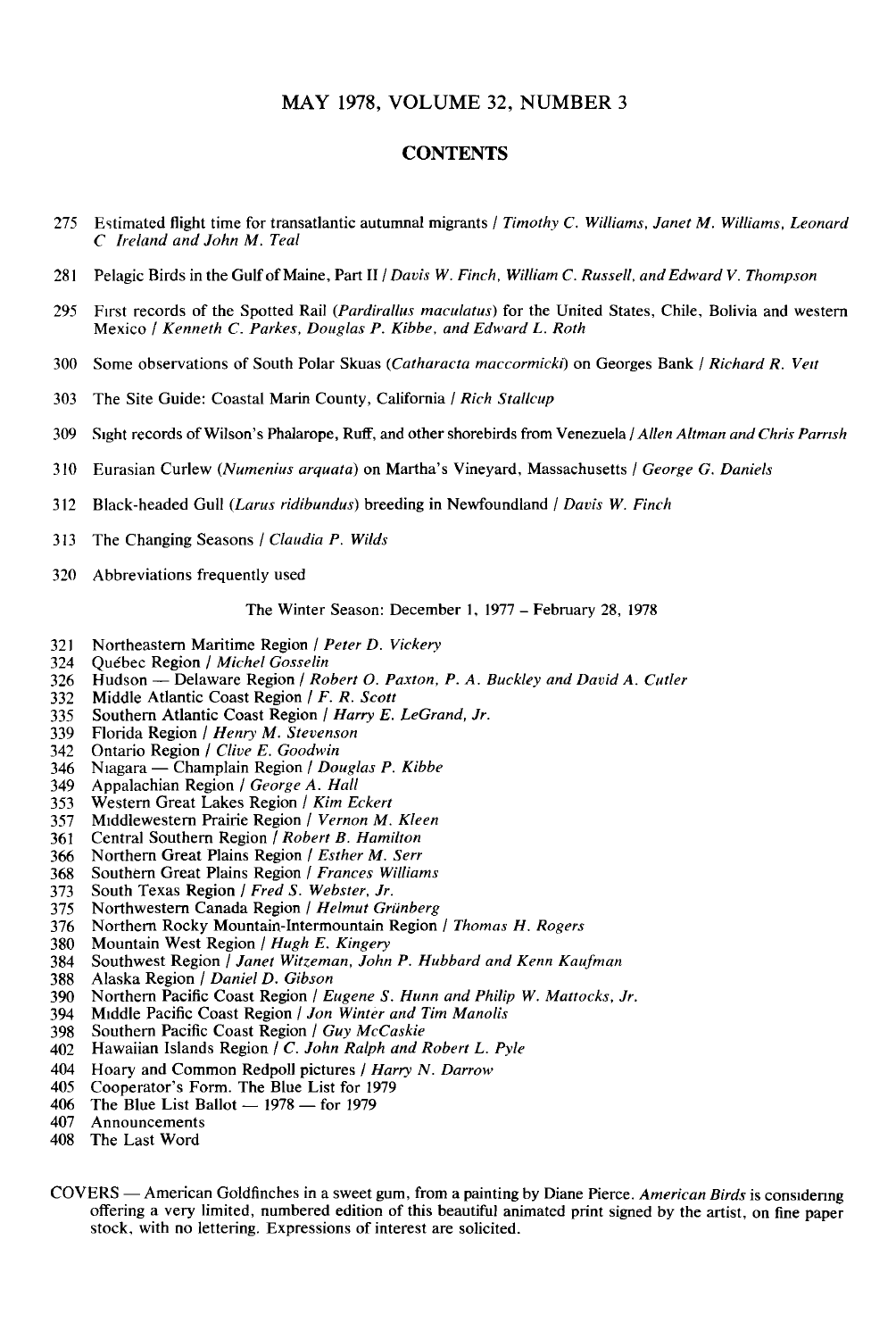# MAY 1978, VOLUME 32, NUMBER 3

## CONTENTS

275 Estimated flight time for transatlantic autumnal migrants / *Timothy C. Williams, Janet M. Williams, Leonard C. Ireland and John M. Teal*

281 Pelagic Birds in the Gulf of Maine, Part II / *Davis W. Finch, William C. Russell, and Edward V. Thompson*

295 First records of the Spotted Rail (*Pardirallus maculatus*) for the United States, Chile, Bolivia and western Mexico / *Kenneth C. Parkes, Douglas P. Kibbe, and Edward L. Roth*

300 Some observations of South Polar Skuas (*Catharacta maccormicki*) on Georges Bank / *Richard R. Veit*

303 The Site Guide: Coastal Marin County, California / *Rich Stallcup*

309 Sight records of Wilson's Phalarope, Ruff, and other shorebirds from Venezuela / *Allen Altman and Chris Parrish*

310 Eurasian Curlew (*Numenius arquata*) on Martha's Vineyard, Massachusetts / *George G. Daniels*

312 Black-headed Gull (*Larus ridibundus*) breeding in Newfoundland / *Davis W. Finch*

313 The Changing Seasons / *Claudia P. Wilds*

320 Abbreviations frequently used

The Winter Season: December 1, 1977 – February 28, 1978

321 Northeastern Maritime Region / *Peter D. Vickery*
324 Québec Region / *Michel Gosselin*
326 Hudson — Delaware Region / *Robert O. Paxton, P. A. Buckley and David A. Cutler*
332 Middle Atlantic Coast Region / *F. R. Scott*
335 Southern Atlantic Coast Region / *Harry E. LeGrand, Jr.*
339 Florida Region / *Henry M. Stevenson*
342 Ontario Region / *Clive E. Goodwin*
346 Niagara — Champlain Region / *Douglas P. Kibbe*
349 Appalachian Region / *George A. Hall*
353 Western Great Lakes Region / *Kim Eckert*
357 Middlewestern Prairie Region / *Vernon M. Kleen*
361 Central Southern Region / *Robert B. Hamilton*
366 Northern Great Plains Region / *Esther M. Serr*
368 Southern Great Plains Region / *Frances Williams*
373 South Texas Region / *Fred S. Webster, Jr.*
375 Northwestern Canada Region / *Helmut Grünberg*
376 Northern Rocky Mountain-Intermountain Region / *Thomas H. Rogers*
380 Mountain West Region / *Hugh E. Kingery*
384 Southwest Region / *Janet Witzeman, John P. Hubbard and Kenn Kaufman*
388 Alaska Region / *Daniel D. Gibson*
390 Northern Pacific Coast Region / *Eugene S. Hunn and Philip W. Mattocks, Jr.*
394 Middle Pacific Coast Region / *Jon Winter and Tim Manolis*
398 Southern Pacific Coast Region / *Guy McCaskie*
402 Hawaiian Islands Region / *C. John Ralph and Robert L. Pyle*
404 Hoary and Common Redpoll pictures / *Harry N. Darrow*
405 Cooperator's Form. The Blue List for 1979
406 The Blue List Ballot — 1978 — for 1979
407 Announcements
408 The Last Word

COVERS — American Goldfinches in a sweet gum, from a painting by Diane Pierce. *American Birds* is considering offering a very limited, numbered edition of this beautiful animated print signed by the artist, on fine paper stock, with no lettering. Expressions of interest are solicited.